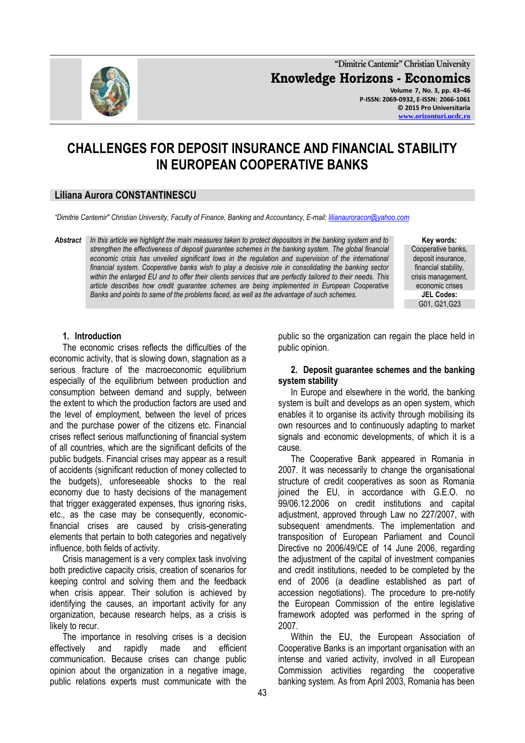# CHALLENGES FOR DEPOSIT INSURANCE AND FINANCIAL STABILITY IN EUROPEAN COOPERATIVE BANKS

**Liliana Aurora CONSTANTINESCU**

*"Dimitrie Cantemir" Christian University, Faculty of Finance, Banking and Accountancy, E-mail: lilianauroracon@yahoo.com*

***Abstract*** *In this article we highlight the main measures taken to protect depositors in the banking system and to strengthen the effectiveness of deposit guarantee schemes in the banking system. The global financial economic crisis has unveiled significant lows in the regulation and supervision of the international financial system. Cooperative banks wish to play a decisive role in consolidating the banking sector within the enlarged EU and to offer their clients services that are perfectly tailored to their needs. This article describes how credit guarantee schemes are being implemented in European Cooperative Banks and points to same of the problems faced, as well as the advantage of such schemes.*

**Key words:** Cooperative banks, deposit insurance, financial stability, crisis management, economic crises

**JEL Codes:** G01, G21,G23

## 1. Introduction

The economic crises reflects the difficulties of the economic activity, that is slowing down, stagnation as a serious fracture of the macroeconomic equilibrium especially of the equilibrium between production and consumption between demand and supply, between the extent to which the production factors are used and the level of employment, between the level of prices and the purchase power of the citizens etc. Financial crises reflect serious malfunctioning of financial system of all countries, which are the significant deficits of the public budgets. Financial crises may appear as a result of accidents (significant reduction of money collected to the budgets), unforeseeable shocks to the real economy due to hasty decisions of the management that trigger exaggerated expenses, thus ignoring risks, etc., as the case may be consequently, economic-financial crises are caused by crisis-generating elements that pertain to both categories and negatively influence, both fields of activity.

Crisis management is a very complex task involving both predictive capacity crisis, creation of scenarios for keeping control and solving them and the feedback when crisis appear. Their solution is achieved by identifying the causes, an important activity for any organization, because research helps, as a crisis is likely to recur.

The importance in resolving crises is a decision effectively and rapidly made and efficient communication. Because crises can change public opinion about the organization in a negative image, public relations experts must communicate with the public so the organization can regain the place held in public opinion.

## 2. Deposit guarantee schemes and the banking system stability

In Europe and elsewhere in the world, the banking system is built and develops as an open system, which enables it to organise its activity through mobilising its own resources and to continuously adapting to market signals and economic developments, of which it is a cause.

The Cooperative Bank appeared in Romania in 2007. It was necessarily to change the organisational structure of credit cooperatives as soon as Romania joined the EU, in accordance with G.E.O. no 99/06.12.2006 on credit institutions and capital adjustment, approved through Law no 227/2007, with subsequent amendments. The implementation and transposition of European Parliament and Council Directive no 2006/49/CE of 14 June 2006, regarding the adjustment of the capital of investment companies and credit institutions, needed to be completed by the end of 2006 (a deadline established as part of accession negotiations). The procedure to pre-notify the European Commission of the entire legislative framework adopted was performed in the spring of 2007.

Within the EU, the European Association of Cooperative Banks is an important organisation with an intense and varied activity, involved in all European Commission activities regarding the cooperative banking system. As from April 2003, Romania has been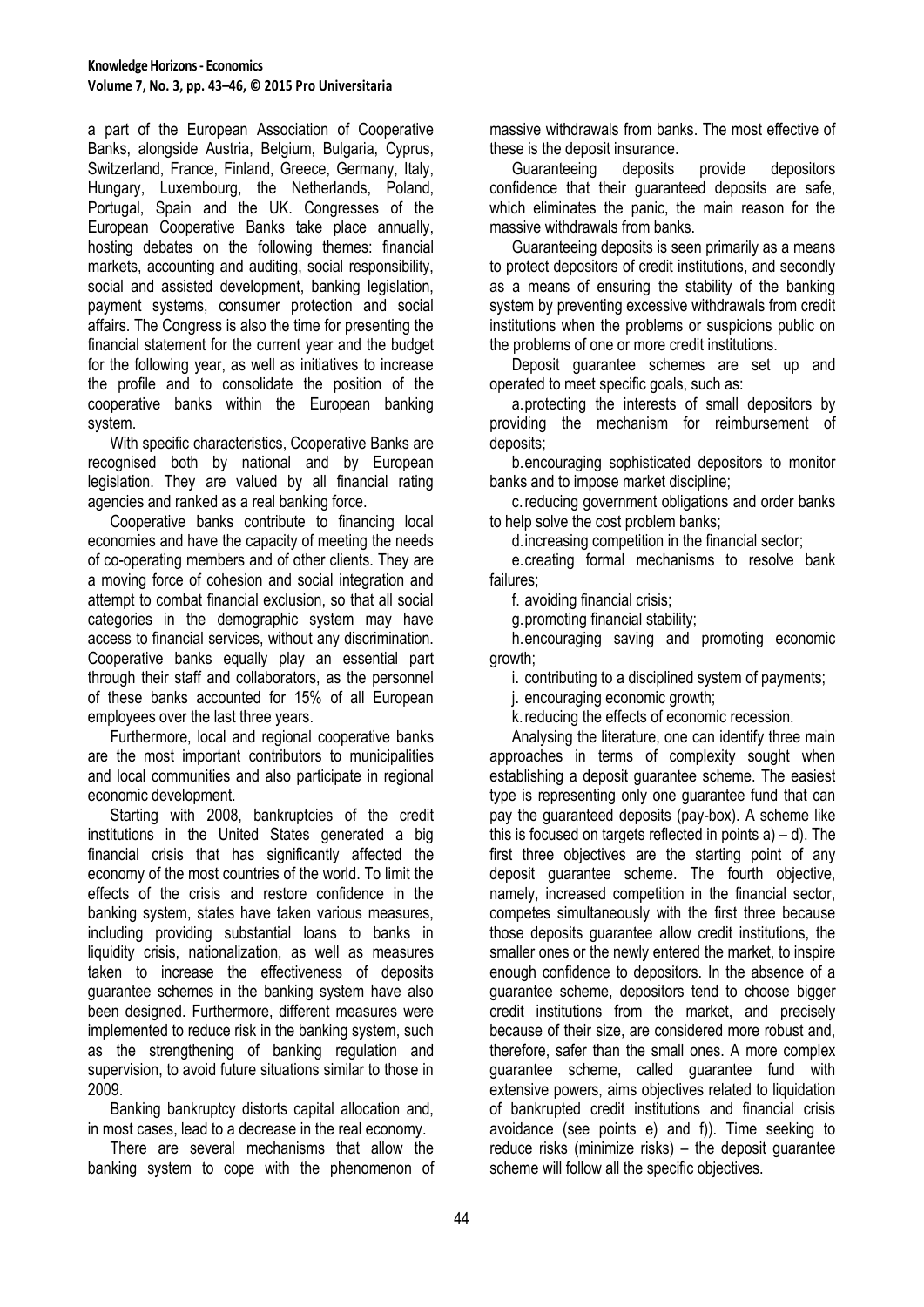a part of the European Association of Cooperative Banks, alongside Austria, Belgium, Bulgaria, Cyprus, Switzerland, France, Finland, Greece, Germany, Italy, Hungary, Luxembourg, the Netherlands, Poland, Portugal, Spain and the UK. Congresses of the European Cooperative Banks take place annually, hosting debates on the following themes: financial markets, accounting and auditing, social responsibility, social and assisted development, banking legislation, payment systems, consumer protection and social affairs. The Congress is also the time for presenting the financial statement for the current year and the budget for the following year, as well as initiatives to increase the profile and to consolidate the position of the cooperative banks within the European banking system.

With specific characteristics, Cooperative Banks are recognised both by national and by European legislation. They are valued by all financial rating agencies and ranked as a real banking force.

Cooperative banks contribute to financing local economies and have the capacity of meeting the needs of co-operating members and of other clients. They are a moving force of cohesion and social integration and attempt to combat financial exclusion, so that all social categories in the demographic system may have access to financial services, without any discrimination. Cooperative banks equally play an essential part through their staff and collaborators, as the personnel of these banks accounted for 15% of all European employees over the last three years.

Furthermore, local and regional cooperative banks are the most important contributors to municipalities and local communities and also participate in regional economic development.

Starting with 2008, bankruptcies of the credit institutions in the United States generated a big financial crisis that has significantly affected the economy of the most countries of the world. To limit the effects of the crisis and restore confidence in the banking system, states have taken various measures, including providing substantial loans to banks in liquidity crisis, nationalization, as well as measures taken to increase the effectiveness of deposits guarantee schemes in the banking system have also been designed. Furthermore, different measures were implemented to reduce risk in the banking system, such as the strengthening of banking regulation and supervision, to avoid future situations similar to those in 2009.

Banking bankruptcy distorts capital allocation and, in most cases, lead to a decrease in the real economy.

There are several mechanisms that allow the banking system to cope with the phenomenon of massive withdrawals from banks. The most effective of these is the deposit insurance.

Guaranteeing deposits provide depositors confidence that their guaranteed deposits are safe, which eliminates the panic, the main reason for the massive withdrawals from banks.

Guaranteeing deposits is seen primarily as a means to protect depositors of credit institutions, and secondly as a means of ensuring the stability of the banking system by preventing excessive withdrawals from credit institutions when the problems or suspicions public on the problems of one or more credit institutions.

Deposit guarantee schemes are set up and operated to meet specific goals, such as:

a. protecting the interests of small depositors by providing the mechanism for reimbursement of deposits;

b. encouraging sophisticated depositors to monitor banks and to impose market discipline;

c. reducing government obligations and order banks to help solve the cost problem banks;

d. increasing competition in the financial sector;

e. creating formal mechanisms to resolve bank failures;

f. avoiding financial crisis;

g. promoting financial stability;

h. encouraging saving and promoting economic growth;

i. contributing to a disciplined system of payments;

j. encouraging economic growth;

k. reducing the effects of economic recession.

Analysing the literature, one can identify three main approaches in terms of complexity sought when establishing a deposit guarantee scheme. The easiest type is representing only one guarantee fund that can pay the guaranteed deposits (pay-box). A scheme like this is focused on targets reflected in points a) – d). The first three objectives are the starting point of any deposit guarantee scheme. The fourth objective, namely, increased competition in the financial sector, competes simultaneously with the first three because those deposits guarantee allow credit institutions, the smaller ones or the newly entered the market, to inspire enough confidence to depositors. In the absence of a guarantee scheme, depositors tend to choose bigger credit institutions from the market, and precisely because of their size, are considered more robust and, therefore, safer than the small ones. A more complex guarantee scheme, called guarantee fund with extensive powers, aims objectives related to liquidation of bankrupted credit institutions and financial crisis avoidance (see points e) and f)). Time seeking to reduce risks (minimize risks) – the deposit guarantee scheme will follow all the specific objectives.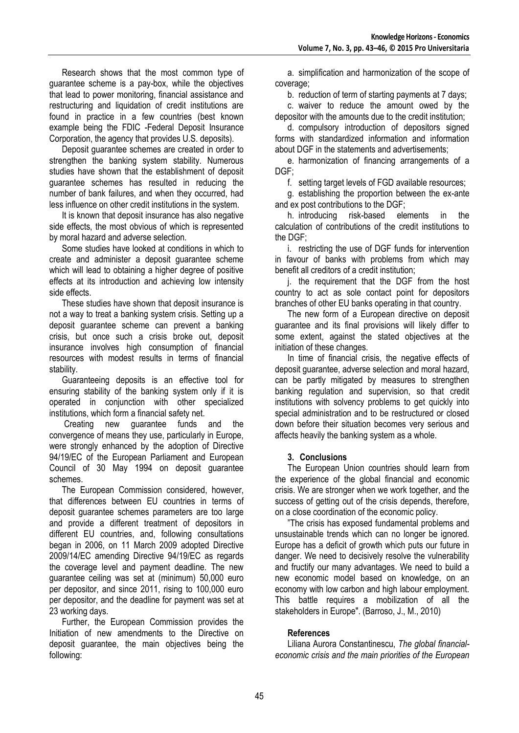Research shows that the most common type of guarantee scheme is a pay-box, while the objectives that lead to power monitoring, financial assistance and restructuring and liquidation of credit institutions are found in practice in a few countries (best known example being the FDIC -Federal Deposit Insurance Corporation, the agency that provides U.S. deposits).

Deposit guarantee schemes are created in order to strengthen the banking system stability. Numerous studies have shown that the establishment of deposit guarantee schemes has resulted in reducing the number of bank failures, and when they occurred, had less influence on other credit institutions in the system.

It is known that deposit insurance has also negative side effects, the most obvious of which is represented by moral hazard and adverse selection.

Some studies have looked at conditions in which to create and administer a deposit guarantee scheme which will lead to obtaining a higher degree of positive effects at its introduction and achieving low intensity side effects.

These studies have shown that deposit insurance is not a way to treat a banking system crisis. Setting up a deposit guarantee scheme can prevent a banking crisis, but once such a crisis broke out, deposit insurance involves high consumption of financial resources with modest results in terms of financial stability.

Guaranteeing deposits is an effective tool for ensuring stability of the banking system only if it is operated in conjunction with other specialized institutions, which form a financial safety net.

Creating new guarantee funds and the convergence of means they use, particularly in Europe, were strongly enhanced by the adoption of Directive 94/19/EC of the European Parliament and European Council of 30 May 1994 on deposit guarantee schemes.

The European Commission considered, however, that differences between EU countries in terms of deposit guarantee schemes parameters are too large and provide a different treatment of depositors in different EU countries, and, following consultations began in 2006, on 11 March 2009 adopted Directive 2009/14/EC amending Directive 94/19/EC as regards the coverage level and payment deadline. The new guarantee ceiling was set at (minimum) 50,000 euro per depositor, and since 2011, rising to 100,000 euro per depositor, and the deadline for payment was set at 23 working days.

Further, the European Commission provides the Initiation of new amendments to the Directive on deposit guarantee, the main objectives being the following:

a. simplification and harmonization of the scope of coverage;

b. reduction of term of starting payments at 7 days;

c. waiver to reduce the amount owed by the depositor with the amounts due to the credit institution;

d. compulsory introduction of depositors signed forms with standardized information and information about DGF in the statements and advertisements;

e. harmonization of financing arrangements of a DGF;

f. setting target levels of FGD available resources;

g. establishing the proportion between the ex-ante and ex post contributions to the DGF;

h. introducing risk-based elements in the calculation of contributions of the credit institutions to the DGF;

i. restricting the use of DGF funds for intervention in favour of banks with problems from which may benefit all creditors of a credit institution;

j. the requirement that the DGF from the host country to act as sole contact point for depositors branches of other EU banks operating in that country.

The new form of a European directive on deposit guarantee and its final provisions will likely differ to some extent, against the stated objectives at the initiation of these changes.

In time of financial crisis, the negative effects of deposit guarantee, adverse selection and moral hazard, can be partly mitigated by measures to strengthen banking regulation and supervision, so that credit institutions with solvency problems to get quickly into special administration and to be restructured or closed down before their situation becomes very serious and affects heavily the banking system as a whole.

### 3. Conclusions

The European Union countries should learn from the experience of the global financial and economic crisis. We are stronger when we work together, and the success of getting out of the crisis depends, therefore, on a close coordination of the economic policy.

"The crisis has exposed fundamental problems and unsustainable trends which can no longer be ignored. Europe has a deficit of growth which puts our future in danger. We need to decisively resolve the vulnerability and fructify our many advantages. We need to build a new economic model based on knowledge, on an economy with low carbon and high labour employment. This battle requires a mobilization of all the stakeholders in Europe". (Barroso, J., M., 2010)

### References

Liliana Aurora Constantinescu, *The global financial-economic crisis and the main priorities of the European*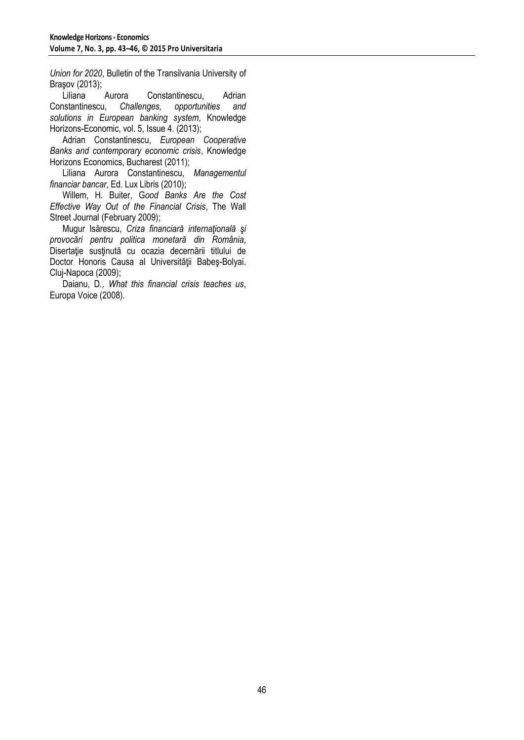*Union for 2020*, Bulletin of the Transilvania University of Braşov (2013);

Liliana Aurora Constantinescu, Adrian Constantinescu, *Challenges, opportunities and solutions in European banking system*, Knowledge Horizons-Economic, vol. 5, Issue 4. (2013);

Adrian Constantinescu, *European Cooperative Banks and contemporary economic crisis*, Knowledge Horizons Economics, Bucharest (2011);

Liliana Aurora Constantinescu, *Managementul financiar bancar*, Ed. Lux Libris (2010);

Willem, H. Buiter, G*ood Banks Are the Cost Effective Way Out of the Financial Crisis*, The Wall Street Journal (February 2009);

Mugur Isărescu, *Criza financiară internaţională şi provocări pentru politica monetară din România*, Disertaţie susţinută cu ocazia decernării titlului de Doctor Honoris Causa al Universităţii Babeş-Bolyai. Cluj-Napoca (2009);

Daianu, D., *What this financial crisis teaches us*, Europa Voice (2008).